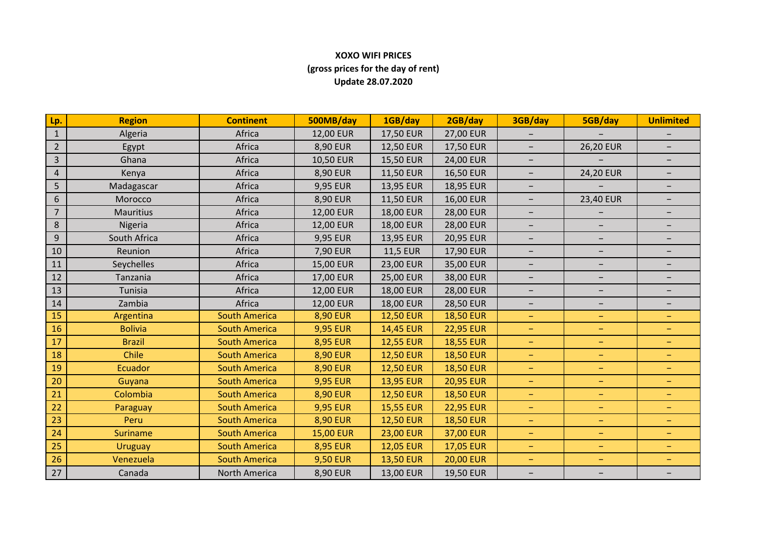**XOXO WIFI PRICES**
**(gross prices for the day of rent)**
**Update 28.07.2020**

| Lp. | Region | Continent | 500MB/day | 1GB/day | 2GB/day | 3GB/day | 5GB/day | Unlimited |
|---|---|---|---|---|---|---|---|---|
| 1 | Algeria | Africa | 12,00 EUR | 17,50 EUR | 27,00 EUR | – | – | – |
| 2 | Egypt | Africa | 8,90 EUR | 12,50 EUR | 17,50 EUR | – | 26,20 EUR | – |
| 3 | Ghana | Africa | 10,50 EUR | 15,50 EUR | 24,00 EUR | – | – | – |
| 4 | Kenya | Africa | 8,90 EUR | 11,50 EUR | 16,50 EUR | – | 24,20 EUR | – |
| 5 | Madagascar | Africa | 9,95 EUR | 13,95 EUR | 18,95 EUR | – | – | – |
| 6 | Morocco | Africa | 8,90 EUR | 11,50 EUR | 16,00 EUR | – | 23,40 EUR | – |
| 7 | Mauritius | Africa | 12,00 EUR | 18,00 EUR | 28,00 EUR | – | – | – |
| 8 | Nigeria | Africa | 12,00 EUR | 18,00 EUR | 28,00 EUR | – | – | – |
| 9 | South Africa | Africa | 9,95 EUR | 13,95 EUR | 20,95 EUR | – | – | – |
| 10 | Reunion | Africa | 7,90 EUR | 11,5 EUR | 17,90 EUR | – | – | – |
| 11 | Seychelles | Africa | 15,00 EUR | 23,00 EUR | 35,00 EUR | – | – | – |
| 12 | Tanzania | Africa | 17,00 EUR | 25,00 EUR | 38,00 EUR | – | – | – |
| 13 | Tunisia | Africa | 12,00 EUR | 18,00 EUR | 28,00 EUR | – | – | – |
| 14 | Zambia | Africa | 12,00 EUR | 18,00 EUR | 28,50 EUR | – | – | – |
| 15 | Argentina | South America | 8,90 EUR | 12,50 EUR | 18,50 EUR | – | – | – |
| 16 | Bolivia | South America | 9,95 EUR | 14,45 EUR | 22,95 EUR | – | – | – |
| 17 | Brazil | South America | 8,95 EUR | 12,55 EUR | 18,55 EUR | – | – | – |
| 18 | Chile | South America | 8,90 EUR | 12,50 EUR | 18,50 EUR | – | – | – |
| 19 | Ecuador | South America | 8,90 EUR | 12,50 EUR | 18,50 EUR | – | – | – |
| 20 | Guyana | South America | 9,95 EUR | 13,95 EUR | 20,95 EUR | – | – | – |
| 21 | Colombia | South America | 8,90 EUR | 12,50 EUR | 18,50 EUR | – | – | – |
| 22 | Paraguay | South America | 9,95 EUR | 15,55 EUR | 22,95 EUR | – | – | – |
| 23 | Peru | South America | 8,90 EUR | 12,50 EUR | 18,50 EUR | – | – | – |
| 24 | Suriname | South America | 15,00 EUR | 23,00 EUR | 37,00 EUR | – | – | – |
| 25 | Uruguay | South America | 8,95 EUR | 12,05 EUR | 17,05 EUR | – | – | – |
| 26 | Venezuela | South America | 9,50 EUR | 13,50 EUR | 20,00 EUR | – | – | – |
| 27 | Canada | North America | 8,90 EUR | 13,00 EUR | 19,50 EUR | – | – | – |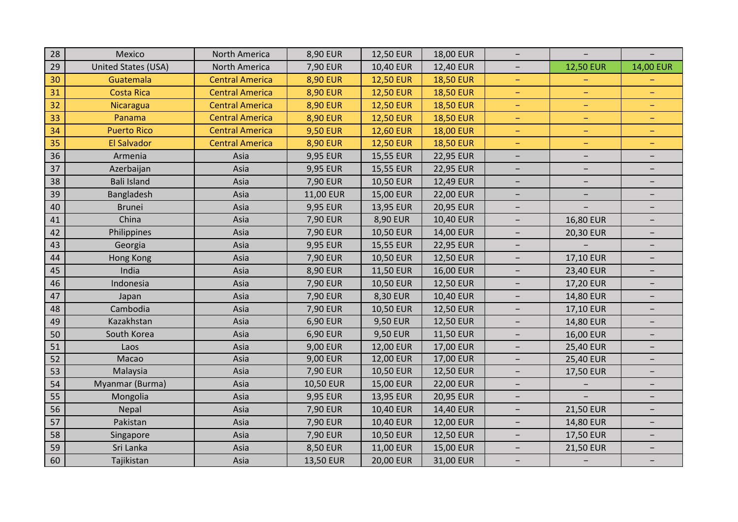| | | | | | | | | |
|---|---|---|---|---|---|---|---|---|
| 28 | Mexico | North America | 8,90 EUR | 12,50 EUR | 18,00 EUR | – | – | – |
| 29 | United States (USA) | North America | 7,90 EUR | 10,40 EUR | 12,40 EUR | – | 12,50 EUR | 14,00 EUR |
| 30 | Guatemala | Central America | 8,90 EUR | 12,50 EUR | 18,50 EUR | – | – | – |
| 31 | Costa Rica | Central America | 8,90 EUR | 12,50 EUR | 18,50 EUR | – | – | – |
| 32 | Nicaragua | Central America | 8,90 EUR | 12,50 EUR | 18,50 EUR | – | – | – |
| 33 | Panama | Central America | 8,90 EUR | 12,50 EUR | 18,50 EUR | – | – | – |
| 34 | Puerto Rico | Central America | 9,50 EUR | 12,60 EUR | 18,00 EUR | – | – | – |
| 35 | El Salvador | Central America | 8,90 EUR | 12,50 EUR | 18,50 EUR | – | – | – |
| 36 | Armenia | Asia | 9,95 EUR | 15,55 EUR | 22,95 EUR | – | – | – |
| 37 | Azerbaijan | Asia | 9,95 EUR | 15,55 EUR | 22,95 EUR | – | – | – |
| 38 | Bali Island | Asia | 7,90 EUR | 10,50 EUR | 12,49 EUR | – | – | – |
| 39 | Bangladesh | Asia | 11,00 EUR | 15,00 EUR | 22,00 EUR | – | – | – |
| 40 | Brunei | Asia | 9,95 EUR | 13,95 EUR | 20,95 EUR | – | – | – |
| 41 | China | Asia | 7,90 EUR | 8,90 EUR | 10,40 EUR | – | 16,80 EUR | – |
| 42 | Philippines | Asia | 7,90 EUR | 10,50 EUR | 14,00 EUR | – | 20,30 EUR | – |
| 43 | Georgia | Asia | 9,95 EUR | 15,55 EUR | 22,95 EUR | – | – | – |
| 44 | Hong Kong | Asia | 7,90 EUR | 10,50 EUR | 12,50 EUR | – | 17,10 EUR | – |
| 45 | India | Asia | 8,90 EUR | 11,50 EUR | 16,00 EUR | – | 23,40 EUR | – |
| 46 | Indonesia | Asia | 7,90 EUR | 10,50 EUR | 12,50 EUR | – | 17,20 EUR | – |
| 47 | Japan | Asia | 7,90 EUR | 8,30 EUR | 10,40 EUR | – | 14,80 EUR | – |
| 48 | Cambodia | Asia | 7,90 EUR | 10,50 EUR | 12,50 EUR | – | 17,10 EUR | – |
| 49 | Kazakhstan | Asia | 6,90 EUR | 9,50 EUR | 12,50 EUR | – | 14,80 EUR | – |
| 50 | South Korea | Asia | 6,90 EUR | 9,50 EUR | 11,50 EUR | – | 16,00 EUR | – |
| 51 | Laos | Asia | 9,00 EUR | 12,00 EUR | 17,00 EUR | – | 25,40 EUR | – |
| 52 | Macao | Asia | 9,00 EUR | 12,00 EUR | 17,00 EUR | – | 25,40 EUR | – |
| 53 | Malaysia | Asia | 7,90 EUR | 10,50 EUR | 12,50 EUR | – | 17,50 EUR | – |
| 54 | Myanmar (Burma) | Asia | 10,50 EUR | 15,00 EUR | 22,00 EUR | – | – | – |
| 55 | Mongolia | Asia | 9,95 EUR | 13,95 EUR | 20,95 EUR | – | – | – |
| 56 | Nepal | Asia | 7,90 EUR | 10,40 EUR | 14,40 EUR | – | 21,50 EUR | – |
| 57 | Pakistan | Asia | 7,90 EUR | 10,40 EUR | 12,00 EUR | – | 14,80 EUR | – |
| 58 | Singapore | Asia | 7,90 EUR | 10,50 EUR | 12,50 EUR | – | 17,50 EUR | – |
| 59 | Sri Lanka | Asia | 8,50 EUR | 11,00 EUR | 15,00 EUR | – | 21,50 EUR | – |
| 60 | Tajikistan | Asia | 13,50 EUR | 20,00 EUR | 31,00 EUR | – | – | – |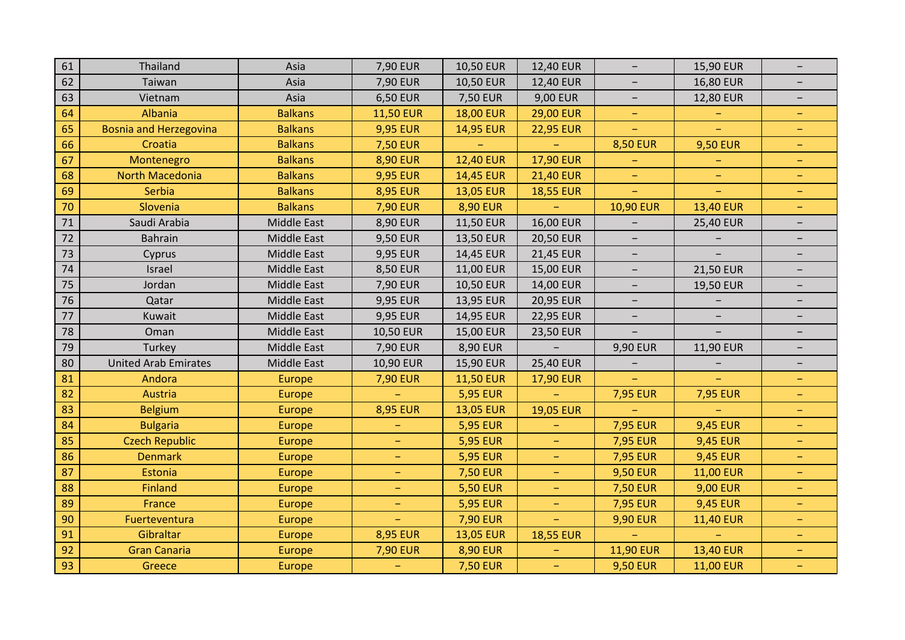| | | | | | | | | |
|---|---|---|---|---|---|---|---|---|
| 61 | Thailand | Asia | 7,90 EUR | 10,50 EUR | 12,40 EUR | – | 15,90 EUR | – |
| 62 | Taiwan | Asia | 7,90 EUR | 10,50 EUR | 12,40 EUR | – | 16,80 EUR | – |
| 63 | Vietnam | Asia | 6,50 EUR | 7,50 EUR | 9,00 EUR | – | 12,80 EUR | – |
| 64 | Albania | Balkans | 11,50 EUR | 18,00 EUR | 29,00 EUR | – | – | – |
| 65 | Bosnia and Herzegovina | Balkans | 9,95 EUR | 14,95 EUR | 22,95 EUR | – | – | – |
| 66 | Croatia | Balkans | 7,50 EUR | – | – | 8,50 EUR | 9,50 EUR | – |
| 67 | Montenegro | Balkans | 8,90 EUR | 12,40 EUR | 17,90 EUR | – | – | – |
| 68 | North Macedonia | Balkans | 9,95 EUR | 14,45 EUR | 21,40 EUR | – | – | – |
| 69 | Serbia | Balkans | 8,95 EUR | 13,05 EUR | 18,55 EUR | – | – | – |
| 70 | Slovenia | Balkans | 7,90 EUR | 8,90 EUR | – | 10,90 EUR | 13,40 EUR | – |
| 71 | Saudi Arabia | Middle East | 8,90 EUR | 11,50 EUR | 16,00 EUR | – | 25,40 EUR | – |
| 72 | Bahrain | Middle East | 9,50 EUR | 13,50 EUR | 20,50 EUR | – | – | – |
| 73 | Cyprus | Middle East | 9,95 EUR | 14,45 EUR | 21,45 EUR | – | – | – |
| 74 | Israel | Middle East | 8,50 EUR | 11,00 EUR | 15,00 EUR | – | 21,50 EUR | – |
| 75 | Jordan | Middle East | 7,90 EUR | 10,50 EUR | 14,00 EUR | – | 19,50 EUR | – |
| 76 | Qatar | Middle East | 9,95 EUR | 13,95 EUR | 20,95 EUR | – | – | – |
| 77 | Kuwait | Middle East | 9,95 EUR | 14,95 EUR | 22,95 EUR | – | – | – |
| 78 | Oman | Middle East | 10,50 EUR | 15,00 EUR | 23,50 EUR | – | – | – |
| 79 | Turkey | Middle East | 7,90 EUR | 8,90 EUR | – | 9,90 EUR | 11,90 EUR | – |
| 80 | United Arab Emirates | Middle East | 10,90 EUR | 15,90 EUR | 25,40 EUR | – | – | – |
| 81 | Andora | Europe | 7,90 EUR | 11,50 EUR | 17,90 EUR | – | – | – |
| 82 | Austria | Europe | – | 5,95 EUR | – | 7,95 EUR | 7,95 EUR | – |
| 83 | Belgium | Europe | 8,95 EUR | 13,05 EUR | 19,05 EUR | – | – | – |
| 84 | Bulgaria | Europe | – | 5,95 EUR | – | 7,95 EUR | 9,45 EUR | – |
| 85 | Czech Republic | Europe | – | 5,95 EUR | – | 7,95 EUR | 9,45 EUR | – |
| 86 | Denmark | Europe | – | 5,95 EUR | – | 7,95 EUR | 9,45 EUR | – |
| 87 | Estonia | Europe | – | 7,50 EUR | – | 9,50 EUR | 11,00 EUR | – |
| 88 | Finland | Europe | – | 5,50 EUR | – | 7,50 EUR | 9,00 EUR | – |
| 89 | France | Europe | – | 5,95 EUR | – | 7,95 EUR | 9,45 EUR | – |
| 90 | Fuerteventura | Europe | – | 7,90 EUR | – | 9,90 EUR | 11,40 EUR | – |
| 91 | Gibraltar | Europe | 8,95 EUR | 13,05 EUR | 18,55 EUR | – | – | – |
| 92 | Gran Canaria | Europe | 7,90 EUR | 8,90 EUR | – | 11,90 EUR | 13,40 EUR | – |
| 93 | Greece | Europe | – | 7,50 EUR | – | 9,50 EUR | 11,00 EUR | – |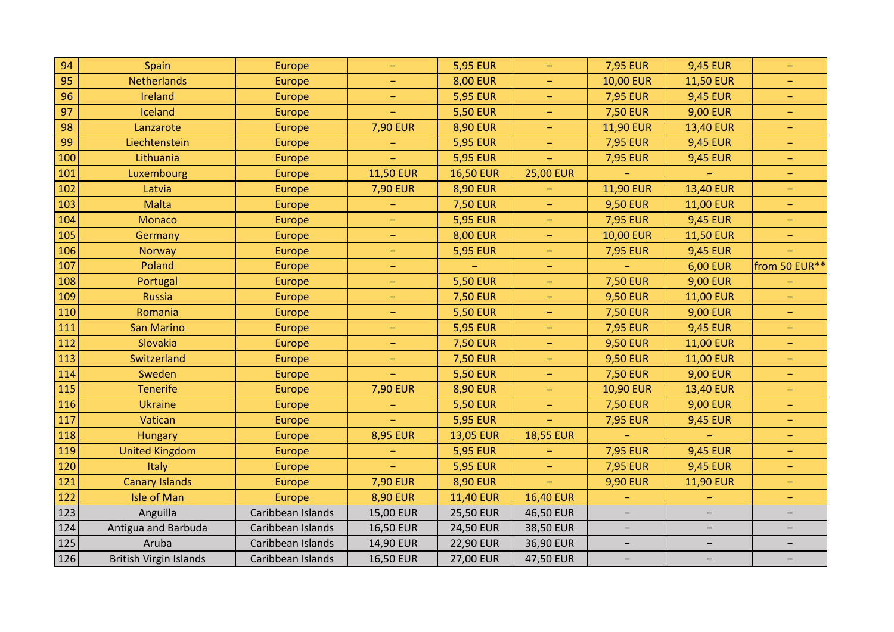| | | | | | | | | |
|---|---|---|---|---|---|---|---|---|
| 94 | Spain | Europe | – | 5,95 EUR | – | 7,95 EUR | 9,45 EUR | – |
| 95 | Netherlands | Europe | – | 8,00 EUR | – | 10,00 EUR | 11,50 EUR | – |
| 96 | Ireland | Europe | – | 5,95 EUR | – | 7,95 EUR | 9,45 EUR | – |
| 97 | Iceland | Europe | – | 5,50 EUR | – | 7,50 EUR | 9,00 EUR | – |
| 98 | Lanzarote | Europe | 7,90 EUR | 8,90 EUR | – | 11,90 EUR | 13,40 EUR | – |
| 99 | Liechtenstein | Europe | – | 5,95 EUR | – | 7,95 EUR | 9,45 EUR | – |
| 100 | Lithuania | Europe | – | 5,95 EUR | – | 7,95 EUR | 9,45 EUR | – |
| 101 | Luxembourg | Europe | 11,50 EUR | 16,50 EUR | 25,00 EUR | – | – | – |
| 102 | Latvia | Europe | 7,90 EUR | 8,90 EUR | – | 11,90 EUR | 13,40 EUR | – |
| 103 | Malta | Europe | – | 7,50 EUR | – | 9,50 EUR | 11,00 EUR | – |
| 104 | Monaco | Europe | – | 5,95 EUR | – | 7,95 EUR | 9,45 EUR | – |
| 105 | Germany | Europe | – | 8,00 EUR | – | 10,00 EUR | 11,50 EUR | – |
| 106 | Norway | Europe | – | 5,95 EUR | – | 7,95 EUR | 9,45 EUR | – |
| 107 | Poland | Europe | – | – | – | – | 6,00 EUR | from 50 EUR** |
| 108 | Portugal | Europe | – | 5,50 EUR | – | 7,50 EUR | 9,00 EUR | – |
| 109 | Russia | Europe | – | 7,50 EUR | – | 9,50 EUR | 11,00 EUR | – |
| 110 | Romania | Europe | – | 5,50 EUR | – | 7,50 EUR | 9,00 EUR | – |
| 111 | San Marino | Europe | – | 5,95 EUR | – | 7,95 EUR | 9,45 EUR | – |
| 112 | Slovakia | Europe | – | 7,50 EUR | – | 9,50 EUR | 11,00 EUR | – |
| 113 | Switzerland | Europe | – | 7,50 EUR | – | 9,50 EUR | 11,00 EUR | – |
| 114 | Sweden | Europe | – | 5,50 EUR | – | 7,50 EUR | 9,00 EUR | – |
| 115 | Tenerife | Europe | 7,90 EUR | 8,90 EUR | – | 10,90 EUR | 13,40 EUR | – |
| 116 | Ukraine | Europe | – | 5,50 EUR | – | 7,50 EUR | 9,00 EUR | – |
| 117 | Vatican | Europe | – | 5,95 EUR | – | 7,95 EUR | 9,45 EUR | – |
| 118 | Hungary | Europe | 8,95 EUR | 13,05 EUR | 18,55 EUR | – | – | – |
| 119 | United Kingdom | Europe | – | 5,95 EUR | – | 7,95 EUR | 9,45 EUR | – |
| 120 | Italy | Europe | – | 5,95 EUR | – | 7,95 EUR | 9,45 EUR | – |
| 121 | Canary Islands | Europe | 7,90 EUR | 8,90 EUR | – | 9,90 EUR | 11,90 EUR | – |
| 122 | Isle of Man | Europe | 8,90 EUR | 11,40 EUR | 16,40 EUR | – | – | – |
| 123 | Anguilla | Caribbean Islands | 15,00 EUR | 25,50 EUR | 46,50 EUR | – | – | – |
| 124 | Antigua and Barbuda | Caribbean Islands | 16,50 EUR | 24,50 EUR | 38,50 EUR | – | – | – |
| 125 | Aruba | Caribbean Islands | 14,90 EUR | 22,90 EUR | 36,90 EUR | – | – | – |
| 126 | British Virgin Islands | Caribbean Islands | 16,50 EUR | 27,00 EUR | 47,50 EUR | – | – | – |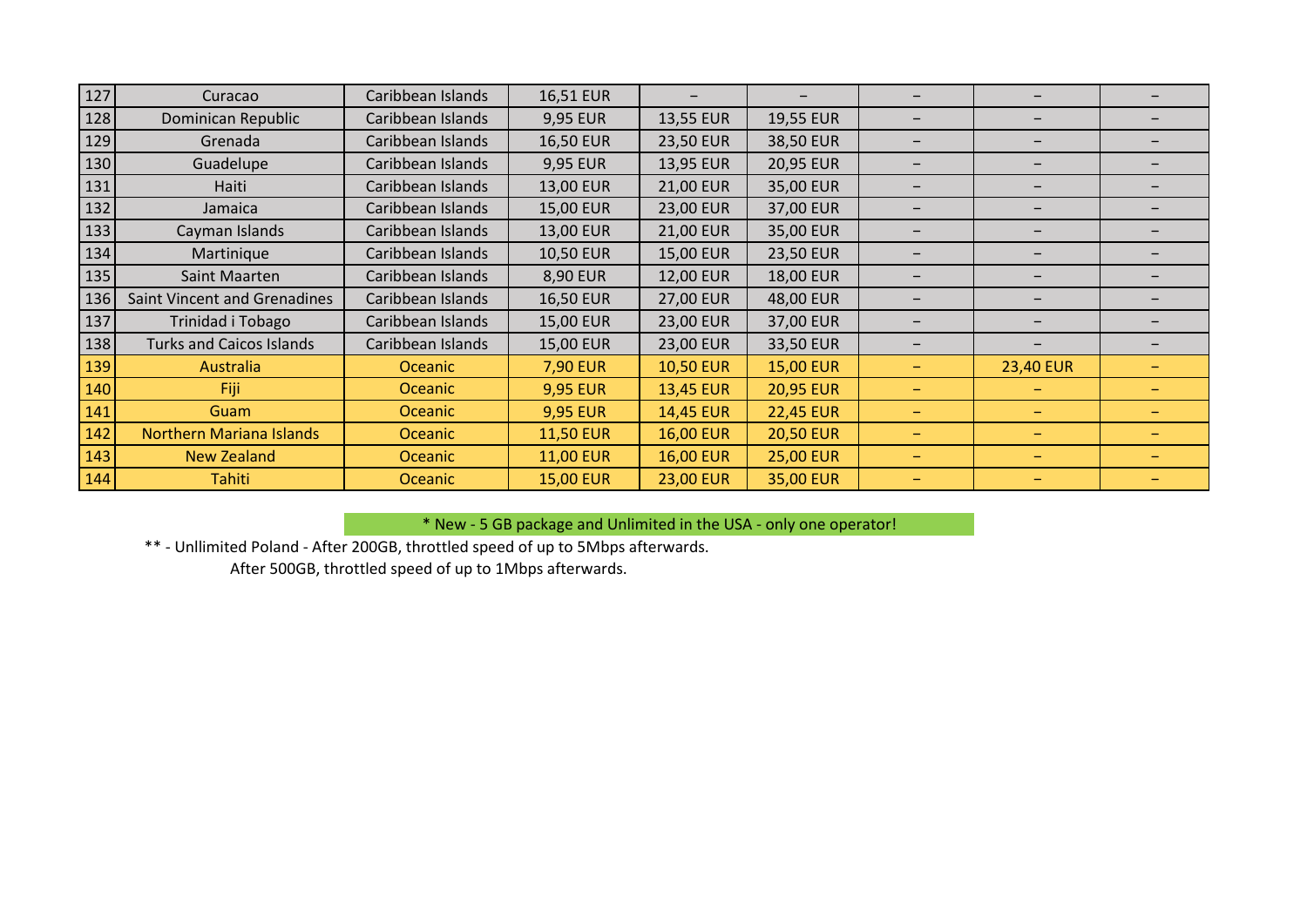| | | | | | | | | |
|---|---|---|---|---|---|---|---|---|
| 127 | Curacao | Caribbean Islands | 16,51 EUR | – | – | – | – | – |
| 128 | Dominican Republic | Caribbean Islands | 9,95 EUR | 13,55 EUR | 19,55 EUR | – | – | – |
| 129 | Grenada | Caribbean Islands | 16,50 EUR | 23,50 EUR | 38,50 EUR | – | – | – |
| 130 | Guadelupe | Caribbean Islands | 9,95 EUR | 13,95 EUR | 20,95 EUR | – | – | – |
| 131 | Haiti | Caribbean Islands | 13,00 EUR | 21,00 EUR | 35,00 EUR | – | – | – |
| 132 | Jamaica | Caribbean Islands | 15,00 EUR | 23,00 EUR | 37,00 EUR | – | – | – |
| 133 | Cayman Islands | Caribbean Islands | 13,00 EUR | 21,00 EUR | 35,00 EUR | – | – | – |
| 134 | Martinique | Caribbean Islands | 10,50 EUR | 15,00 EUR | 23,50 EUR | – | – | – |
| 135 | Saint Maarten | Caribbean Islands | 8,90 EUR | 12,00 EUR | 18,00 EUR | – | – | – |
| 136 | Saint Vincent and Grenadines | Caribbean Islands | 16,50 EUR | 27,00 EUR | 48,00 EUR | – | – | – |
| 137 | Trinidad i Tobago | Caribbean Islands | 15,00 EUR | 23,00 EUR | 37,00 EUR | – | – | – |
| 138 | Turks and Caicos Islands | Caribbean Islands | 15,00 EUR | 23,00 EUR | 33,50 EUR | – | – | – |
| 139 | Australia | Oceanic | 7,90 EUR | 10,50 EUR | 15,00 EUR | – | 23,40 EUR | – |
| 140 | Fiji | Oceanic | 9,95 EUR | 13,45 EUR | 20,95 EUR | – | – | – |
| 141 | Guam | Oceanic | 9,95 EUR | 14,45 EUR | 22,45 EUR | – | – | – |
| 142 | Northern Mariana Islands | Oceanic | 11,50 EUR | 16,00 EUR | 20,50 EUR | – | – | – |
| 143 | New Zealand | Oceanic | 11,00 EUR | 16,00 EUR | 25,00 EUR | – | – | – |
| 144 | Tahiti | Oceanic | 15,00 EUR | 23,00 EUR | 35,00 EUR | – | – | – |

* New - 5 GB package and Unlimited in the USA - only one operator!

** - Unllimited Poland - After 200GB, throttled speed of up to 5Mbps afterwards.
After 500GB, throttled speed of up to 1Mbps afterwards.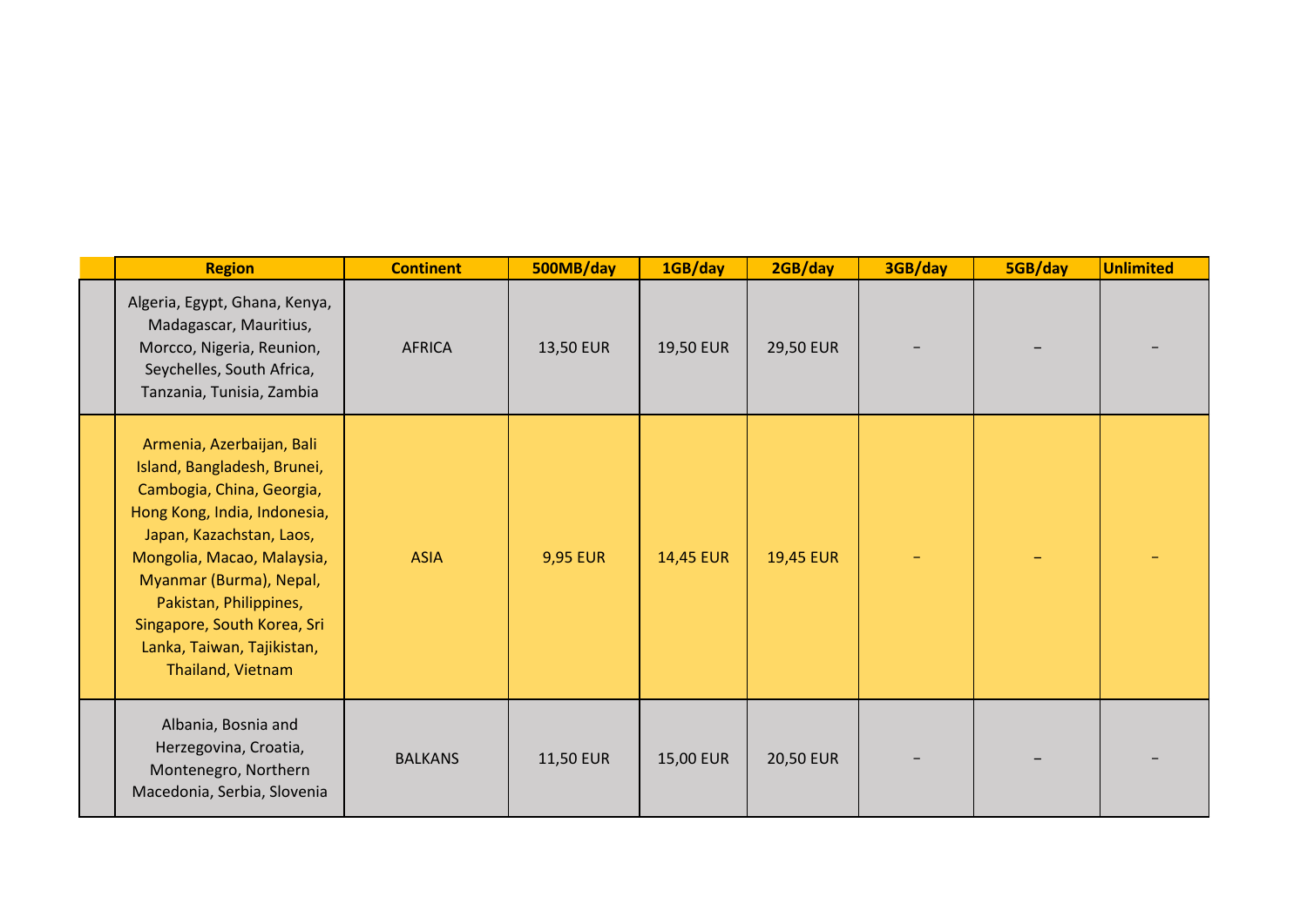| Region | Continent | 500MB/day | 1GB/day | 2GB/day | 3GB/day | 5GB/day | Unlimited |
|---|---|---|---|---|---|---|---|
| Algeria, Egypt, Ghana, Kenya, Madagascar, Mauritius, Morcco, Nigeria, Reunion, Seychelles, South Africa, Tanzania, Tunisia, Zambia | AFRICA | 13,50 EUR | 19,50 EUR | 29,50 EUR | – | – | – |
| Armenia, Azerbaijan, Bali Island, Bangladesh, Brunei, Cambogia, China, Georgia, Hong Kong, India, Indonesia, Japan, Kazachstan, Laos, Mongolia, Macao, Malaysia, Myanmar (Burma), Nepal, Pakistan, Philippines, Singapore, South Korea, Sri Lanka, Taiwan, Tajikistan, Thailand, Vietnam | ASIA | 9,95 EUR | 14,45 EUR | 19,45 EUR | – | – | – |
| Albania, Bosnia and Herzegovina, Croatia, Montenegro, Northern Macedonia, Serbia, Slovenia | BALKANS | 11,50 EUR | 15,00 EUR | 20,50 EUR | – | – | – |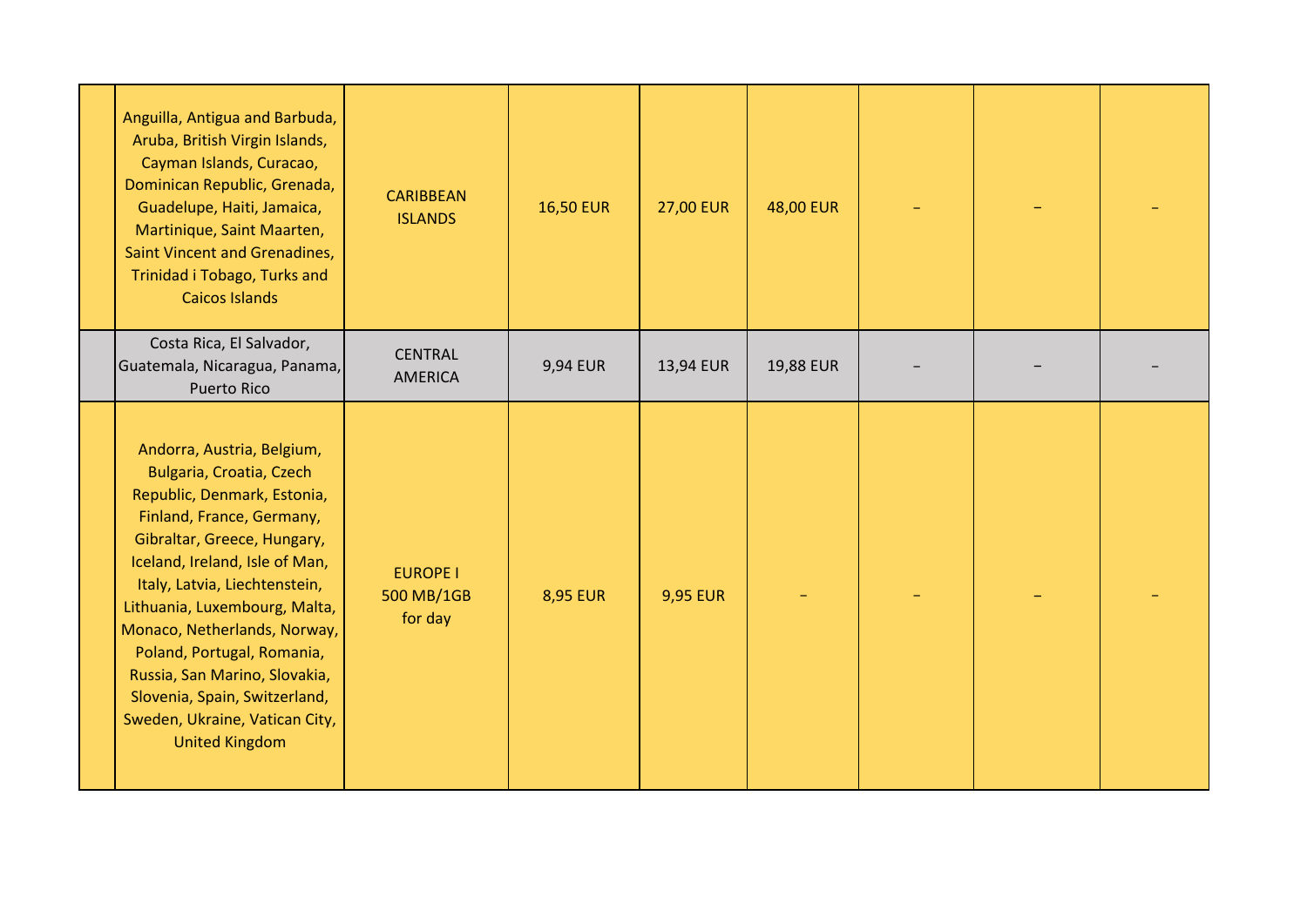| | | | | | | | | |
|---|---|---|---|---|---|---|---|---|
| | Anguilla, Antigua and Barbuda, Aruba, British Virgin Islands, Cayman Islands, Curacao, Dominican Republic, Grenada, Guadelupe, Haiti, Jamaica, Martinique, Saint Maarten, Saint Vincent and Grenadines, Trinidad i Tobago, Turks and Caicos Islands | CARIBBEAN ISLANDS | 16,50 EUR | 27,00 EUR | 48,00 EUR | – | – | – |
| | Costa Rica, El Salvador, Guatemala, Nicaragua, Panama, Puerto Rico | CENTRAL AMERICA | 9,94 EUR | 13,94 EUR | 19,88 EUR | – | – | – |
| | Andorra, Austria, Belgium, Bulgaria, Croatia, Czech Republic, Denmark, Estonia, Finland, France, Germany, Gibraltar, Greece, Hungary, Iceland, Ireland, Isle of Man, Italy, Latvia, Liechtenstein, Lithuania, Luxembourg, Malta, Monaco, Netherlands, Norway, Poland, Portugal, Romania, Russia, San Marino, Slovakia, Slovenia, Spain, Switzerland, Sweden, Ukraine, Vatican City, United Kingdom | EUROPE I 500 MB/1GB for day | 8,95 EUR | 9,95 EUR | – | – | – | – |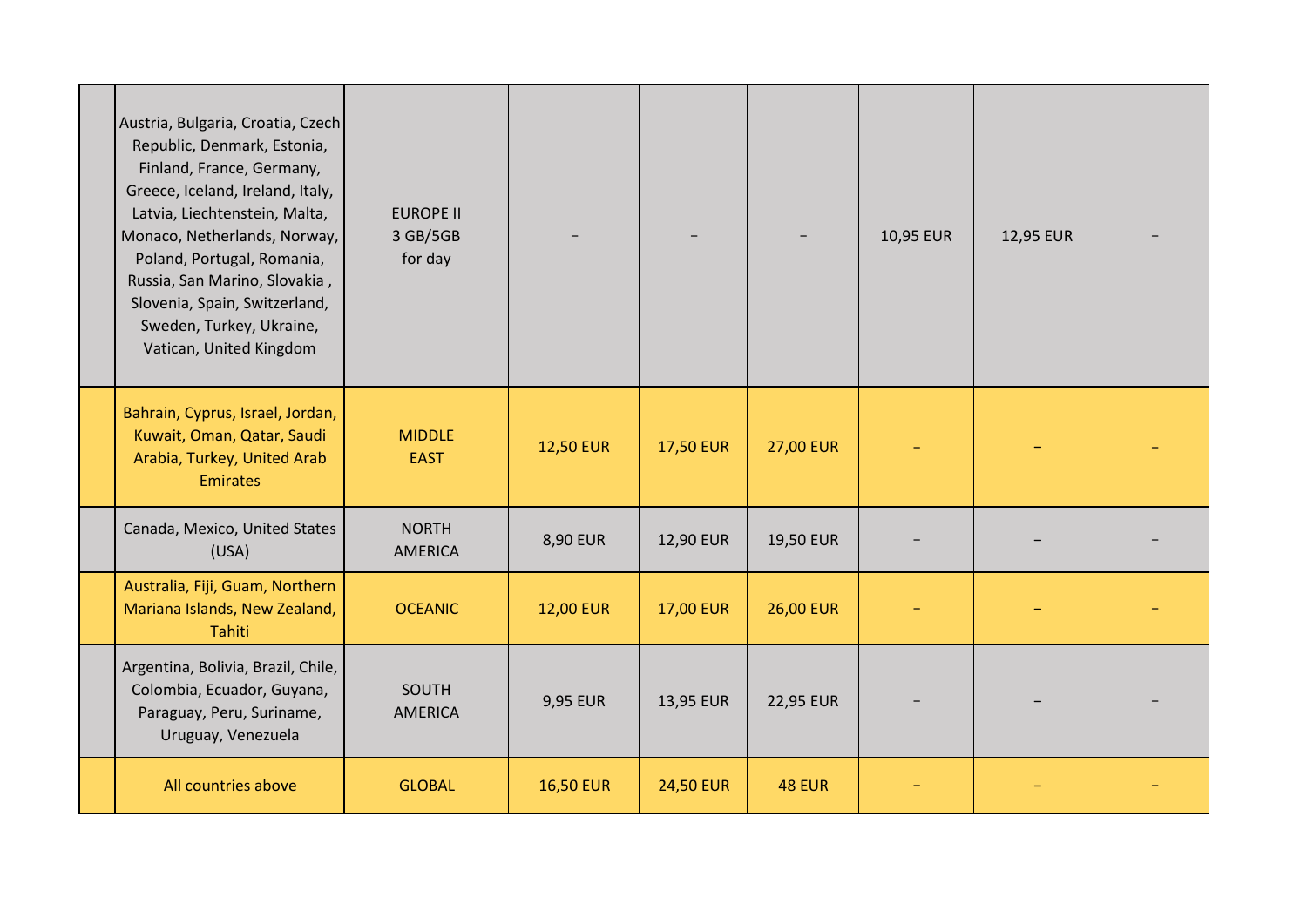| | | | | | | | | |
|---|---|---|---|---|---|---|---|---|
| | Austria, Bulgaria, Croatia, Czech Republic, Denmark, Estonia, Finland, France, Germany, Greece, Iceland, Ireland, Italy, Latvia, Liechtenstein, Malta, Monaco, Netherlands, Norway, Poland, Portugal, Romania, Russia, San Marino, Slovakia , Slovenia, Spain, Switzerland, Sweden, Turkey, Ukraine, Vatican, United Kingdom | EUROPE II 3 GB/5GB for day | – | – | – | 10,95 EUR | 12,95 EUR | – |
| | Bahrain, Cyprus, Israel, Jordan, Kuwait, Oman, Qatar, Saudi Arabia, Turkey, United Arab Emirates | MIDDLE EAST | 12,50 EUR | 17,50 EUR | 27,00 EUR | – | – | – |
| | Canada, Mexico, United States (USA) | NORTH AMERICA | 8,90 EUR | 12,90 EUR | 19,50 EUR | – | – | – |
| | Australia, Fiji, Guam, Northern Mariana Islands, New Zealand, Tahiti | OCEANIC | 12,00 EUR | 17,00 EUR | 26,00 EUR | – | – | – |
| | Argentina, Bolivia, Brazil, Chile, Colombia, Ecuador, Guyana, Paraguay, Peru, Suriname, Uruguay, Venezuela | SOUTH AMERICA | 9,95 EUR | 13,95 EUR | 22,95 EUR | – | – | – |
| | All countries above | GLOBAL | 16,50 EUR | 24,50 EUR | 48 EUR | – | – | – |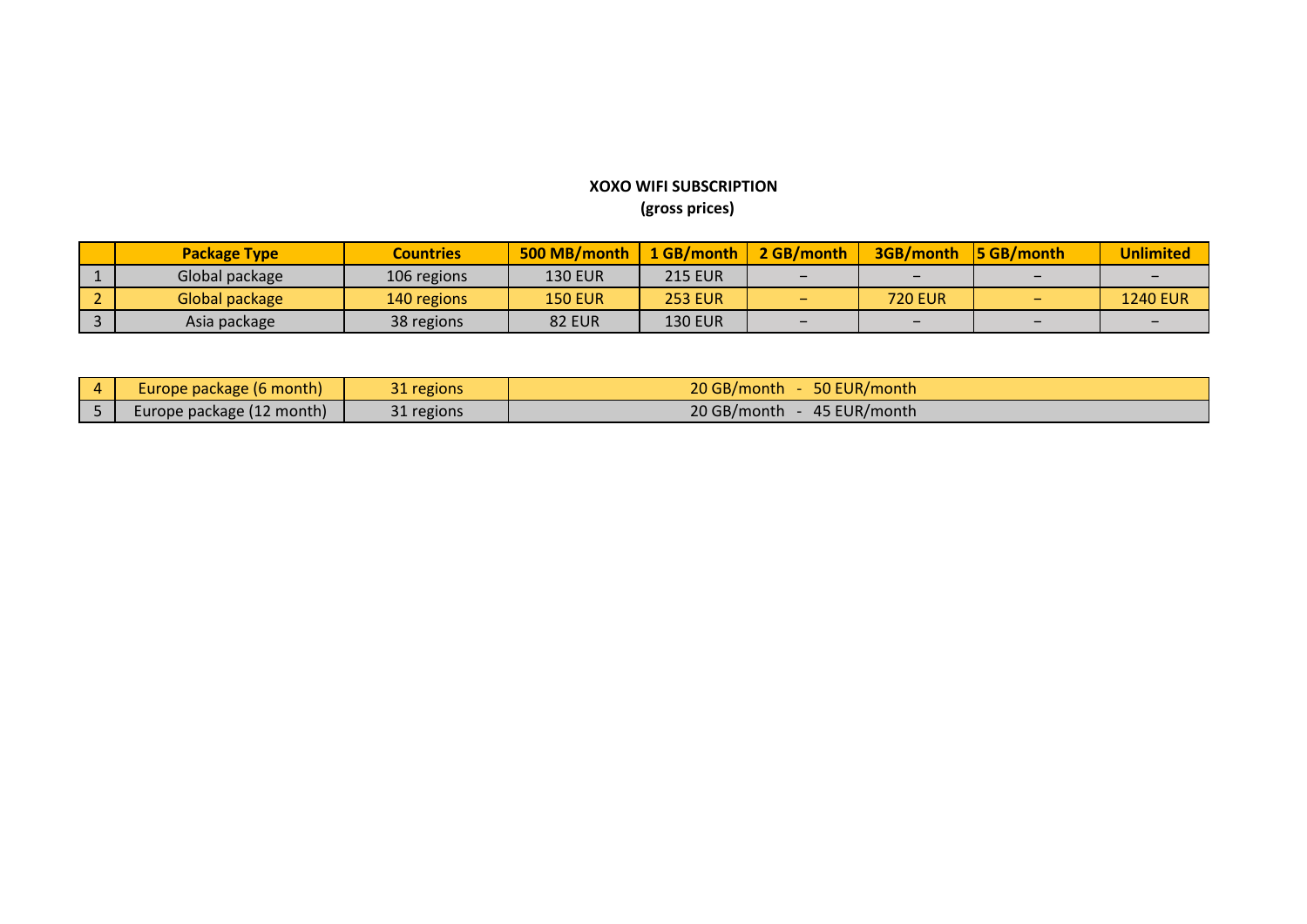**XOXO WIFI SUBSCRIPTION**
**(gross prices)**

| | Package Type | Countries | 500 MB/month | 1 GB/month | 2 GB/month | 3GB/month | 5 GB/month | Unlimited |
|---|---|---|---|---|---|---|---|---|
| 1 | Global package | 106 regions | 130 EUR | 215 EUR | – | – | – | – |
| 2 | Global package | 140 regions | 150 EUR | 253 EUR | – | 720 EUR | – | 1240 EUR |
| 3 | Asia package | 38 regions | 82 EUR | 130 EUR | – | – | – | – |

| | | | |
|---|---|---|---|
| 4 | Europe package (6 month) | 31 regions | 20 GB/month - 50 EUR/month |
| 5 | Europe package (12 month) | 31 regions | 20 GB/month - 45 EUR/month |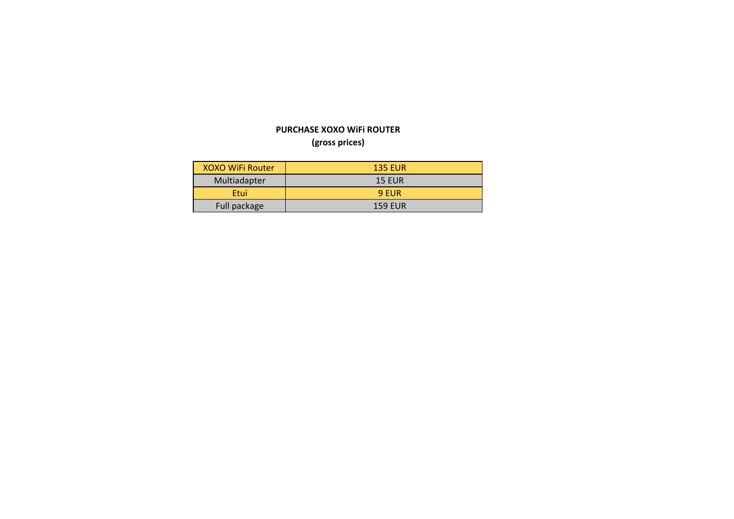**PURCHASE XOXO WiFi ROUTER**
**(gross prices)**

| XOXO WiFi Router | 135 EUR |
|---|---|
| Multiadapter | 15 EUR |
| Etui | 9 EUR |
| Full package | 159 EUR |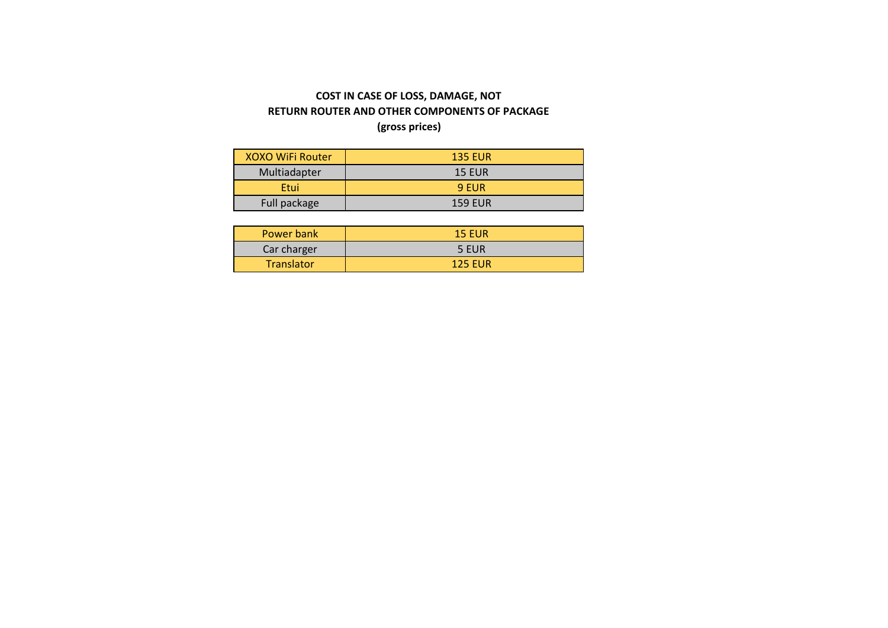**COST IN CASE OF LOSS, DAMAGE, NOT RETURN ROUTER AND OTHER COMPONENTS OF PACKAGE (gross prices)**

| | |
|---|---|
| XOXO WiFi Router | 135 EUR |
| Multiadapter | 15 EUR |
| Etui | 9 EUR |
| Full package | 159 EUR |

| | |
|---|---|
| Power bank | 15 EUR |
| Car charger | 5 EUR |
| Translator | 125 EUR |